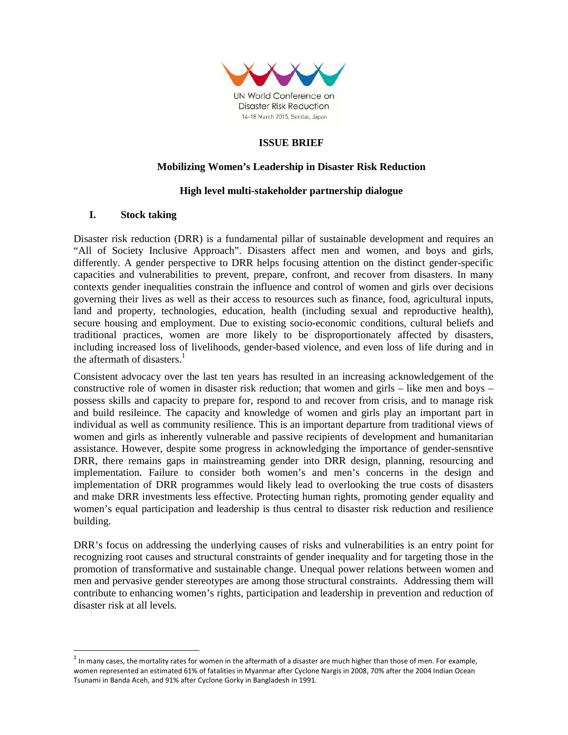UN World Conference on Disaster Risk Reduction
14-18 March 2015, Sendai, Japan

**ISSUE BRIEF**

**Mobilizing Women's Leadership in Disaster Risk Reduction**

**High level multi-stakeholder partnership dialogue**

## I. Stock taking

Disaster risk reduction (DRR) is a fundamental pillar of sustainable development and requires an "All of Society Inclusive Approach". Disasters affect men and women, and boys and girls, differently. A gender perspective to DRR helps focusing attention on the distinct gender-specific capacities and vulnerabilities to prevent, prepare, confront, and recover from disasters. In many contexts gender inequalities constrain the influence and control of women and girls over decisions governing their lives as well as their access to resources such as finance, food, agricultural inputs, land and property, technologies, education, health (including sexual and reproductive health), secure housing and employment. Due to existing socio-economic conditions, cultural beliefs and traditional practices, women are more likely to be disproportionately affected by disasters, including increased loss of livelihoods, gender-based violence, and even loss of life during and in the aftermath of disasters.[1]

Consistent advocacy over the last ten years has resulted in an increasing acknowledgement of the constructive role of women in disaster risk reduction; that women and girls – like men and boys – possess skills and capacity to prepare for, respond to and recover from crisis, and to manage risk and build resileince. The capacity and knowledge of women and girls play an important part in individual as well as community resilience. This is an important departure from traditional views of women and girls as inherently vulnerable and passive recipients of development and humanitarian assistance. However, despite some progress in acknowledging the importance of gender-sensntive DRR, there remains gaps in mainstreaming gender into DRR design, planning, resourcing and implementation. Failure to consider both women's and men's concerns in the design and implementation of DRR programmes would likely lead to overlooking the true costs of disasters and make DRR investments less effective. Protecting human rights, promoting gender equality and women's equal participation and leadership is thus central to disaster risk reduction and resilience building.

DRR's focus on addressing the underlying causes of risks and vulnerabilities is an entry point for recognizing root causes and structural constraints of gender inequality and for targeting those in the promotion of transformative and sustainable change. Unequal power relations between women and men and pervasive gender stereotypes are among those structural constraints. Addressing them will contribute to enhancing women's rights, participation and leadership in prevention and reduction of disaster risk at all levels.

---

[1] In many cases, the mortality rates for women in the aftermath of a disaster are much higher than those of men. For example, women represented an estimated 61% of fatalities in Myanmar after Cyclone Nargis in 2008, 70% after the 2004 Indian Ocean Tsunami in Banda Aceh, and 91% after Cyclone Gorky in Bangladesh in 1991.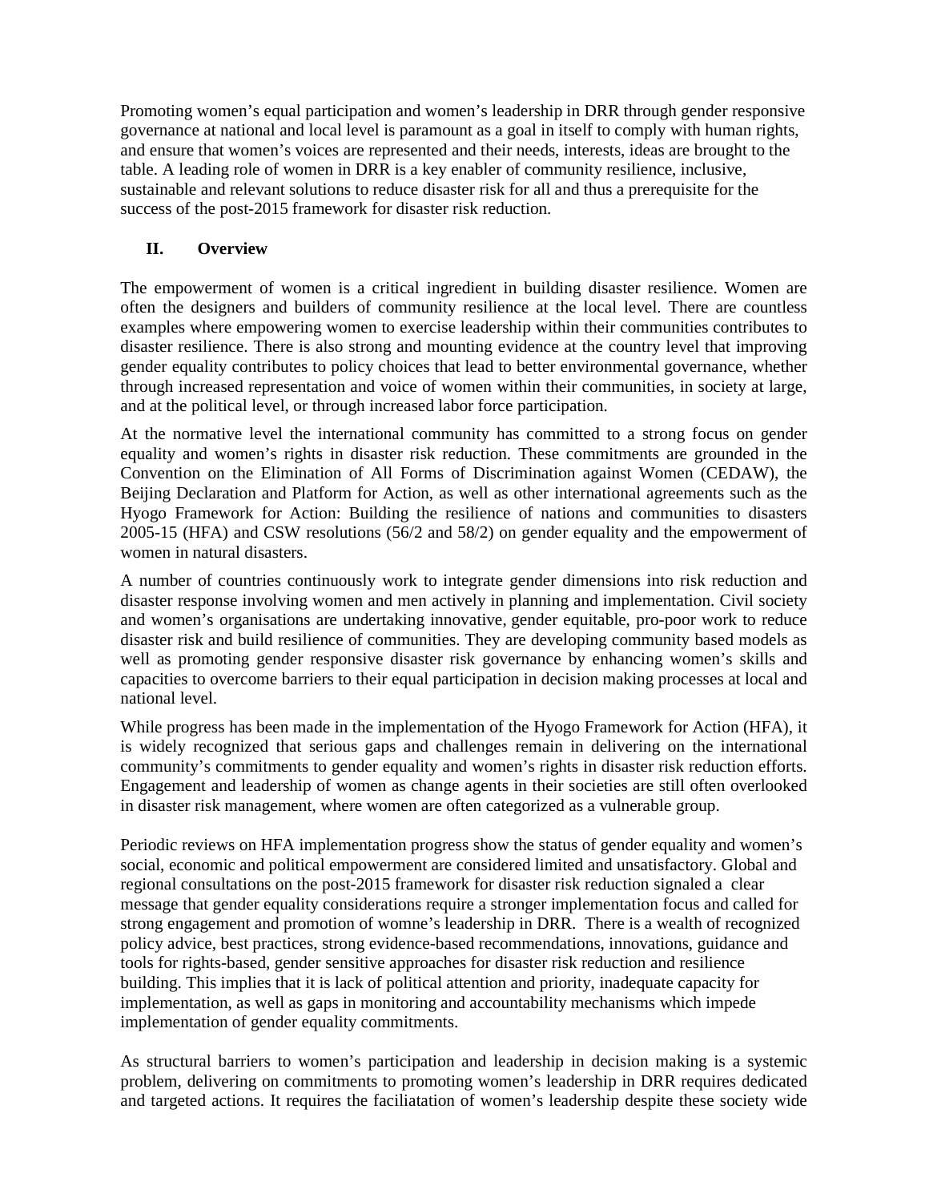Promoting women's equal participation and women's leadership in DRR through gender responsive governance at national and local level is paramount as a goal in itself to comply with human rights, and ensure that women's voices are represented and their needs, interests, ideas are brought to the table. A leading role of women in DRR is a key enabler of community resilience, inclusive, sustainable and relevant solutions to reduce disaster risk for all and thus a prerequisite for the success of the post-2015 framework for disaster risk reduction.

## II. Overview

The empowerment of women is a critical ingredient in building disaster resilience. Women are often the designers and builders of community resilience at the local level. There are countless examples where empowering women to exercise leadership within their communities contributes to disaster resilience. There is also strong and mounting evidence at the country level that improving gender equality contributes to policy choices that lead to better environmental governance, whether through increased representation and voice of women within their communities, in society at large, and at the political level, or through increased labor force participation.

At the normative level the international community has committed to a strong focus on gender equality and women's rights in disaster risk reduction. These commitments are grounded in the Convention on the Elimination of All Forms of Discrimination against Women (CEDAW), the Beijing Declaration and Platform for Action, as well as other international agreements such as the Hyogo Framework for Action: Building the resilience of nations and communities to disasters 2005-15 (HFA) and CSW resolutions (56/2 and 58/2) on gender equality and the empowerment of women in natural disasters.

A number of countries continuously work to integrate gender dimensions into risk reduction and disaster response involving women and men actively in planning and implementation. Civil society and women's organisations are undertaking innovative, gender equitable, pro-poor work to reduce disaster risk and build resilience of communities. They are developing community based models as well as promoting gender responsive disaster risk governance by enhancing women's skills and capacities to overcome barriers to their equal participation in decision making processes at local and national level.

While progress has been made in the implementation of the Hyogo Framework for Action (HFA), it is widely recognized that serious gaps and challenges remain in delivering on the international community's commitments to gender equality and women's rights in disaster risk reduction efforts. Engagement and leadership of women as change agents in their societies are still often overlooked in disaster risk management, where women are often categorized as a vulnerable group.

Periodic reviews on HFA implementation progress show the status of gender equality and women's social, economic and political empowerment are considered limited and unsatisfactory. Global and regional consultations on the post-2015 framework for disaster risk reduction signaled a clear message that gender equality considerations require a stronger implementation focus and called for strong engagement and promotion of womne's leadership in DRR. There is a wealth of recognized policy advice, best practices, strong evidence-based recommendations, innovations, guidance and tools for rights-based, gender sensitive approaches for disaster risk reduction and resilience building. This implies that it is lack of political attention and priority, inadequate capacity for implementation, as well as gaps in monitoring and accountability mechanisms which impede implementation of gender equality commitments.

As structural barriers to women's participation and leadership in decision making is a systemic problem, delivering on commitments to promoting women's leadership in DRR requires dedicated and targeted actions. It requires the faciliatation of women's leadership despite these society wide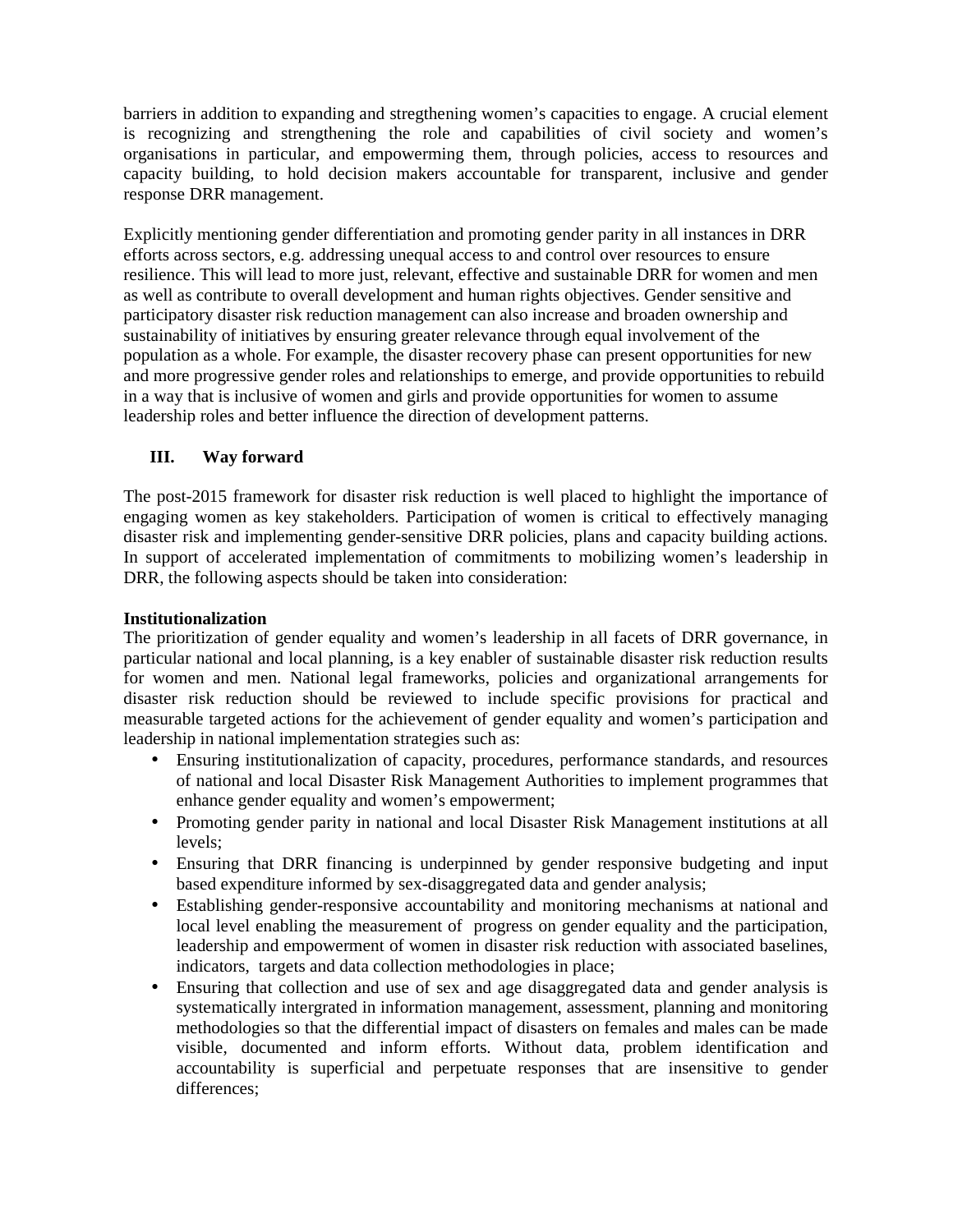barriers in addition to expanding and stregthening women's capacities to engage. A crucial element is recognizing and strengthening the role and capabilities of civil society and women's organisations in particular, and empowerming them, through policies, access to resources and capacity building, to hold decision makers accountable for transparent, inclusive and gender response DRR management.

Explicitly mentioning gender differentiation and promoting gender parity in all instances in DRR efforts across sectors, e.g. addressing unequal access to and control over resources to ensure resilience. This will lead to more just, relevant, effective and sustainable DRR for women and men as well as contribute to overall development and human rights objectives. Gender sensitive and participatory disaster risk reduction management can also increase and broaden ownership and sustainability of initiatives by ensuring greater relevance through equal involvement of the population as a whole. For example, the disaster recovery phase can present opportunities for new and more progressive gender roles and relationships to emerge, and provide opportunities to rebuild in a way that is inclusive of women and girls and provide opportunities for women to assume leadership roles and better influence the direction of development patterns.

## III. Way forward

The post-2015 framework for disaster risk reduction is well placed to highlight the importance of engaging women as key stakeholders. Participation of women is critical to effectively managing disaster risk and implementing gender-sensitive DRR policies, plans and capacity building actions. In support of accelerated implementation of commitments to mobilizing women's leadership in DRR, the following aspects should be taken into consideration:

**Institutionalization**

The prioritization of gender equality and women's leadership in all facets of DRR governance, in particular national and local planning, is a key enabler of sustainable disaster risk reduction results for women and men. National legal frameworks, policies and organizational arrangements for disaster risk reduction should be reviewed to include specific provisions for practical and measurable targeted actions for the achievement of gender equality and women's participation and leadership in national implementation strategies such as:

- Ensuring institutionalization of capacity, procedures, performance standards, and resources of national and local Disaster Risk Management Authorities to implement programmes that enhance gender equality and women's empowerment;
- Promoting gender parity in national and local Disaster Risk Management institutions at all levels;
- Ensuring that DRR financing is underpinned by gender responsive budgeting and input based expenditure informed by sex-disaggregated data and gender analysis;
- Establishing gender-responsive accountability and monitoring mechanisms at national and local level enabling the measurement of progress on gender equality and the participation, leadership and empowerment of women in disaster risk reduction with associated baselines, indicators, targets and data collection methodologies in place;
- Ensuring that collection and use of sex and age disaggregated data and gender analysis is systematically intergrated in information management, assessment, planning and monitoring methodologies so that the differential impact of disasters on females and males can be made visible, documented and inform efforts. Without data, problem identification and accountability is superficial and perpetuate responses that are insensitive to gender differences;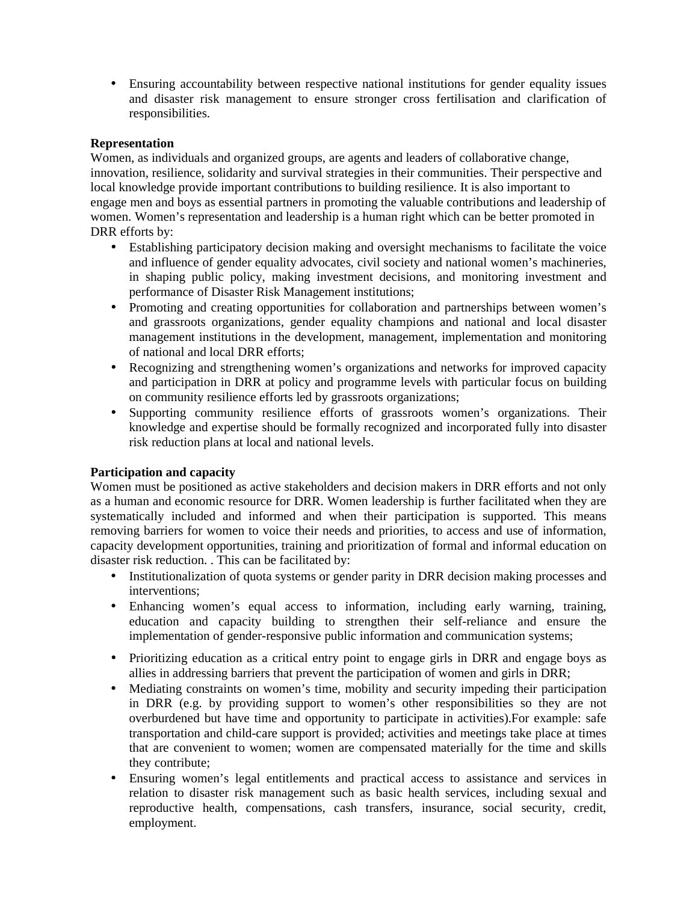- Ensuring accountability between respective national institutions for gender equality issues and disaster risk management to ensure stronger cross fertilisation and clarification of responsibilities.

**Representation**

Women, as individuals and organized groups, are agents and leaders of collaborative change, innovation, resilience, solidarity and survival strategies in their communities. Their perspective and local knowledge provide important contributions to building resilience. It is also important to engage men and boys as essential partners in promoting the valuable contributions and leadership of women. Women's representation and leadership is a human right which can be better promoted in DRR efforts by:

- Establishing participatory decision making and oversight mechanisms to facilitate the voice and influence of gender equality advocates, civil society and national women's machineries, in shaping public policy, making investment decisions, and monitoring investment and performance of Disaster Risk Management institutions;
- Promoting and creating opportunities for collaboration and partnerships between women's and grassroots organizations, gender equality champions and national and local disaster management institutions in the development, management, implementation and monitoring of national and local DRR efforts;
- Recognizing and strengthening women's organizations and networks for improved capacity and participation in DRR at policy and programme levels with particular focus on building on community resilience efforts led by grassroots organizations;
- Supporting community resilience efforts of grassroots women's organizations. Their knowledge and expertise should be formally recognized and incorporated fully into disaster risk reduction plans at local and national levels.

**Participation and capacity**

Women must be positioned as active stakeholders and decision makers in DRR efforts and not only as a human and economic resource for DRR. Women leadership is further facilitated when they are systematically included and informed and when their participation is supported. This means removing barriers for women to voice their needs and priorities, to access and use of information, capacity development opportunities, training and prioritization of formal and informal education on disaster risk reduction. . This can be facilitated by:

- Institutionalization of quota systems or gender parity in DRR decision making processes and interventions;
- Enhancing women's equal access to information, including early warning, training, education and capacity building to strengthen their self-reliance and ensure the implementation of gender-responsive public information and communication systems;
- Prioritizing education as a critical entry point to engage girls in DRR and engage boys as allies in addressing barriers that prevent the participation of women and girls in DRR;
- Mediating constraints on women's time, mobility and security impeding their participation in DRR (e.g. by providing support to women's other responsibilities so they are not overburdened but have time and opportunity to participate in activities).For example: safe transportation and child-care support is provided; activities and meetings take place at times that are convenient to women; women are compensated materially for the time and skills they contribute;
- Ensuring women's legal entitlements and practical access to assistance and services in relation to disaster risk management such as basic health services, including sexual and reproductive health, compensations, cash transfers, insurance, social security, credit, employment.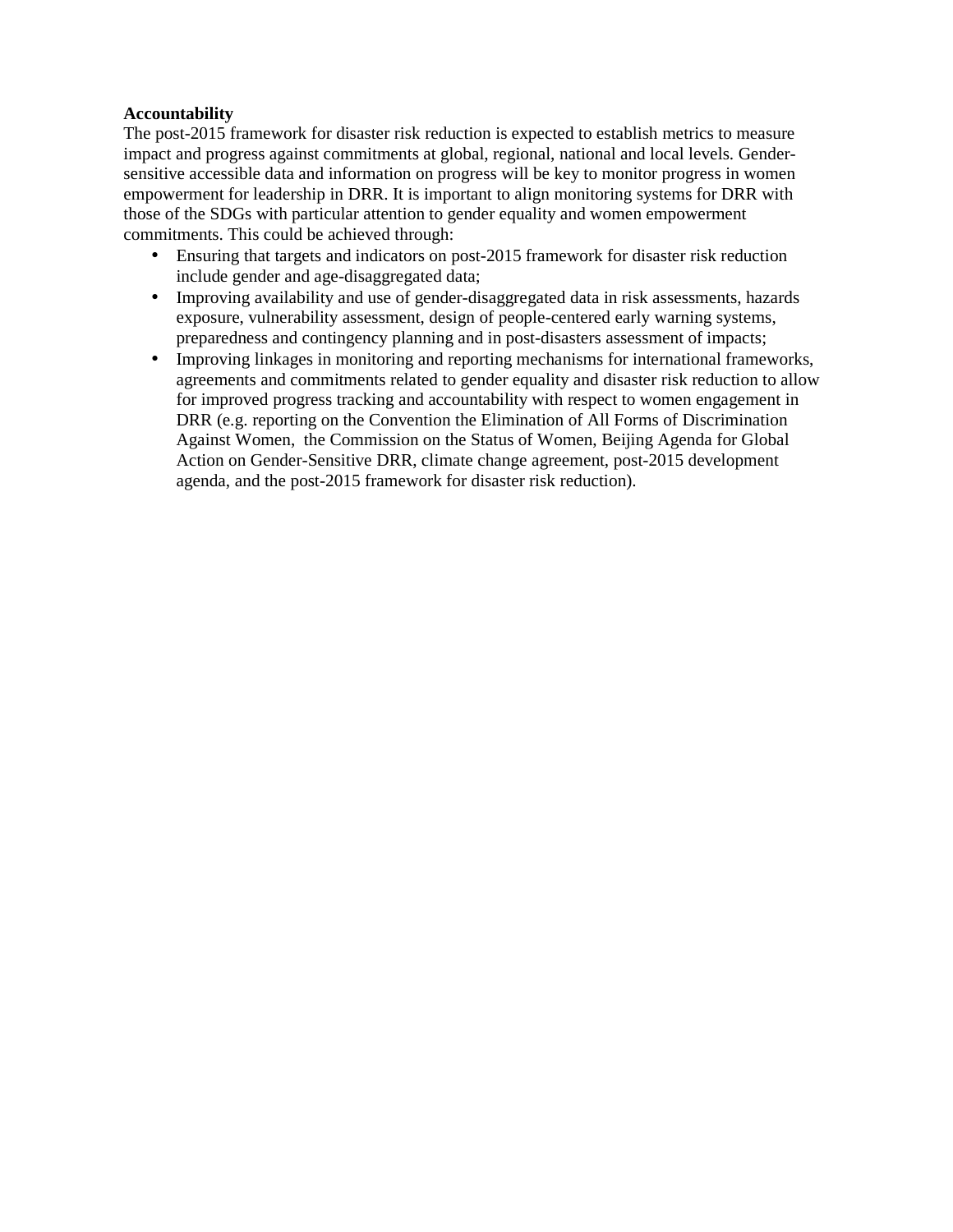**Accountability**

The post-2015 framework for disaster risk reduction is expected to establish metrics to measure impact and progress against commitments at global, regional, national and local levels. Gender-sensitive accessible data and information on progress will be key to monitor progress in women empowerment for leadership in DRR. It is important to align monitoring systems for DRR with those of the SDGs with particular attention to gender equality and women empowerment commitments. This could be achieved through:

- Ensuring that targets and indicators on post-2015 framework for disaster risk reduction include gender and age-disaggregated data;
- Improving availability and use of gender-disaggregated data in risk assessments, hazards exposure, vulnerability assessment, design of people-centered early warning systems, preparedness and contingency planning and in post-disasters assessment of impacts;
- Improving linkages in monitoring and reporting mechanisms for international frameworks, agreements and commitments related to gender equality and disaster risk reduction to allow for improved progress tracking and accountability with respect to women engagement in DRR (e.g. reporting on the Convention the Elimination of All Forms of Discrimination Against Women, the Commission on the Status of Women, Beijing Agenda for Global Action on Gender-Sensitive DRR, climate change agreement, post-2015 development agenda, and the post-2015 framework for disaster risk reduction).